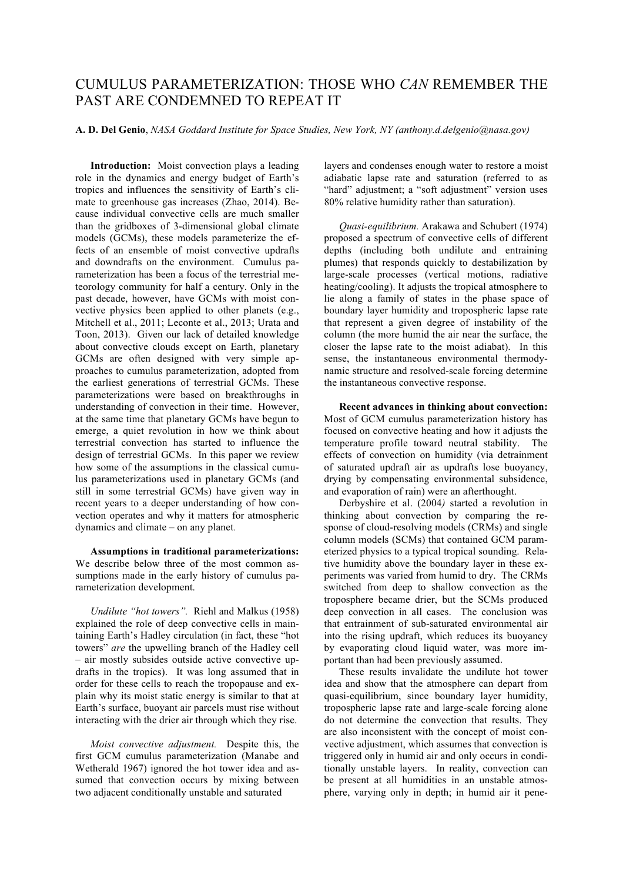# CUMULUS PARAMETERIZATION: THOSE WHO *CAN* REMEMBER THE PAST ARE CONDEMNED TO REPEAT IT

**A. D. Del Genio**, *NASA Goddard Institute for Space Studies, New York, NY (anthony.d.delgenio@nasa.gov)*

**Introduction:** Moist convection plays a leading role in the dynamics and energy budget of Earth's tropics and influences the sensitivity of Earth's climate to greenhouse gas increases (Zhao, 2014). Because individual convective cells are much smaller than the gridboxes of 3-dimensional global climate models (GCMs), these models parameterize the effects of an ensemble of moist convective updrafts and downdrafts on the environment. Cumulus parameterization has been a focus of the terrestrial meteorology community for half a century. Only in the past decade, however, have GCMs with moist convective physics been applied to other planets (e.g., Mitchell et al., 2011; Leconte et al., 2013; Urata and Toon, 2013). Given our lack of detailed knowledge about convective clouds except on Earth, planetary GCMs are often designed with very simple approaches to cumulus parameterization, adopted from the earliest generations of terrestrial GCMs. These parameterizations were based on breakthroughs in understanding of convection in their time. However, at the same time that planetary GCMs have begun to emerge, a quiet revolution in how we think about terrestrial convection has started to influence the design of terrestrial GCMs. In this paper we review how some of the assumptions in the classical cumulus parameterizations used in planetary GCMs (and still in some terrestrial GCMs) have given way in recent years to a deeper understanding of how convection operates and why it matters for atmospheric dynamics and climate – on any planet.

**Assumptions in traditional parameterizations:** We describe below three of the most common assumptions made in the early history of cumulus parameterization development.

*Undilute "hot towers".* Riehl and Malkus (1958) explained the role of deep convective cells in maintaining Earth's Hadley circulation (in fact, these "hot towers" *are* the upwelling branch of the Hadley cell – air mostly subsides outside active convective updrafts in the tropics). It was long assumed that in order for these cells to reach the tropopause and explain why its moist static energy is similar to that at Earth's surface, buoyant air parcels must rise without interacting with the drier air through which they rise.

*Moist convective adjustment.* Despite this, the first GCM cumulus parameterization (Manabe and Wetherald 1967) ignored the hot tower idea and assumed that convection occurs by mixing between two adjacent conditionally unstable and saturated layers and condenses enough water to restore a moist adiabatic lapse rate and saturation (referred to as "hard" adjustment; a "soft adjustment" version uses 80% relative humidity rather than saturation).

*Quasi-equilibrium.* Arakawa and Schubert (1974) proposed a spectrum of convective cells of different depths (including both undilute and entraining plumes) that responds quickly to destabilization by large-scale processes (vertical motions, radiative heating/cooling). It adjusts the tropical atmosphere to lie along a family of states in the phase space of boundary layer humidity and tropospheric lapse rate that represent a given degree of instability of the column (the more humid the air near the surface, the closer the lapse rate to the moist adiabat). In this sense, the instantaneous environmental thermodynamic structure and resolved-scale forcing determine the instantaneous convective response.

**Recent advances in thinking about convection:** Most of GCM cumulus parameterization history has focused on convective heating and how it adjusts the temperature profile toward neutral stability. The effects of convection on humidity (via detrainment of saturated updraft air as updrafts lose buoyancy, drying by compensating environmental subsidence, and evaporation of rain) were an afterthought.

Derbyshire et al. (2004*)* started a revolution in thinking about convection by comparing the response of cloud-resolving models (CRMs) and single column models (SCMs) that contained GCM parameterized physics to a typical tropical sounding. Relative humidity above the boundary layer in these experiments was varied from humid to dry. The CRMs switched from deep to shallow convection as the troposphere became drier, but the SCMs produced deep convection in all cases. The conclusion was that entrainment of sub-saturated environmental air into the rising updraft, which reduces its buoyancy by evaporating cloud liquid water, was more important than had been previously assumed.

These results invalidate the undilute hot tower idea and show that the atmosphere can depart from quasi-equilibrium, since boundary layer humidity, tropospheric lapse rate and large-scale forcing alone do not determine the convection that results. They are also inconsistent with the concept of moist convective adjustment, which assumes that convection is triggered only in humid air and only occurs in conditionally unstable layers. In reality, convection can be present at all humidities in an unstable atmosphere, varying only in depth; in humid air it pene-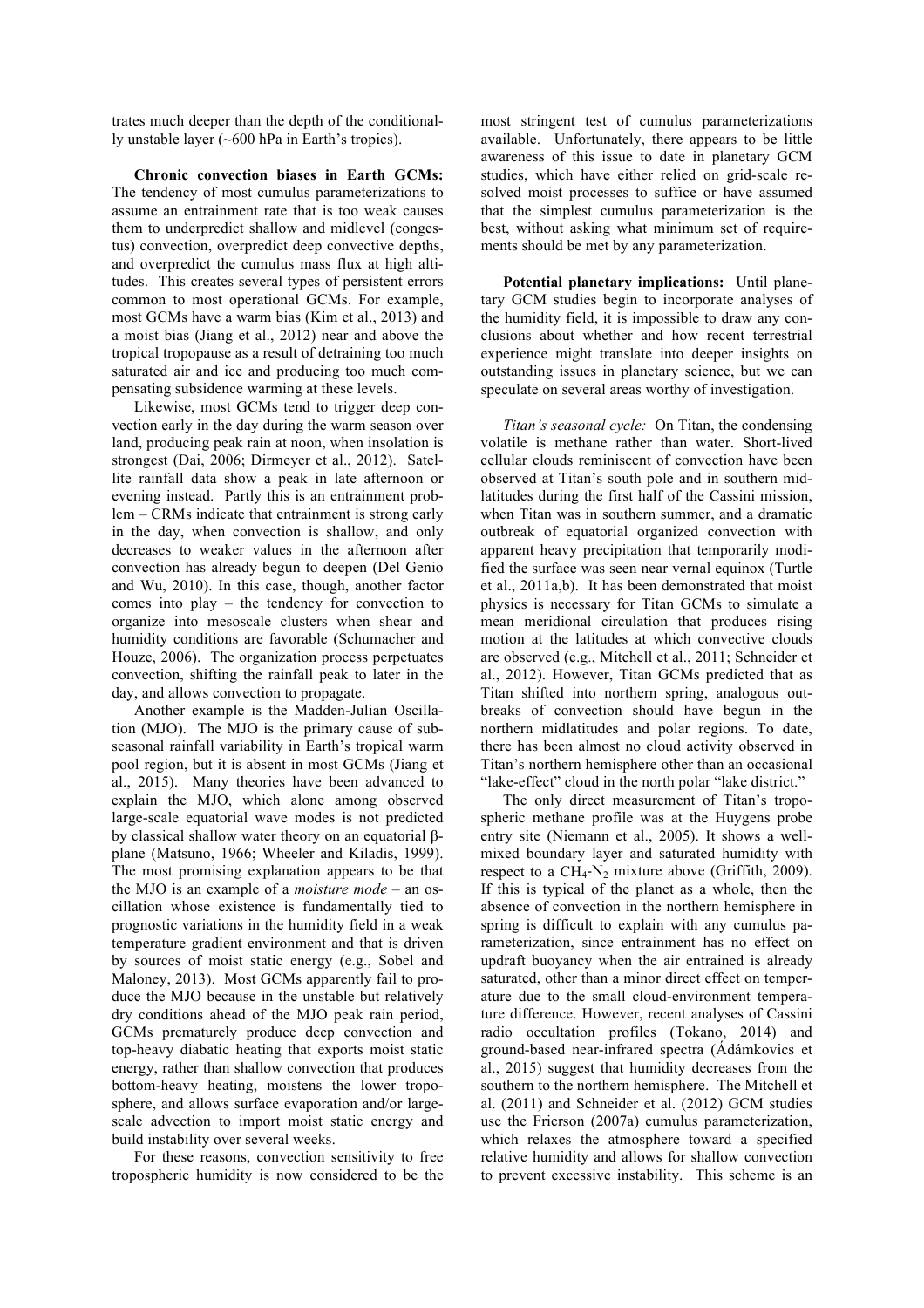trates much deeper than the depth of the conditionally unstable layer (~600 hPa in Earth's tropics).

**Chronic convection biases in Earth GCMs:** The tendency of most cumulus parameterizations to assume an entrainment rate that is too weak causes them to underpredict shallow and midlevel (congestus) convection, overpredict deep convective depths, and overpredict the cumulus mass flux at high altitudes. This creates several types of persistent errors common to most operational GCMs. For example, most GCMs have a warm bias (Kim et al., 2013) and a moist bias (Jiang et al., 2012) near and above the tropical tropopause as a result of detraining too much saturated air and ice and producing too much compensating subsidence warming at these levels.

Likewise, most GCMs tend to trigger deep convection early in the day during the warm season over land, producing peak rain at noon, when insolation is strongest (Dai, 2006; Dirmeyer et al., 2012). Satellite rainfall data show a peak in late afternoon or evening instead. Partly this is an entrainment problem – CRMs indicate that entrainment is strong early in the day, when convection is shallow, and only decreases to weaker values in the afternoon after convection has already begun to deepen (Del Genio and Wu, 2010). In this case, though, another factor comes into play – the tendency for convection to organize into mesoscale clusters when shear and humidity conditions are favorable (Schumacher and Houze, 2006). The organization process perpetuates convection, shifting the rainfall peak to later in the day, and allows convection to propagate.

Another example is the Madden-Julian Oscillation (MJO). The MJO is the primary cause of subseasonal rainfall variability in Earth's tropical warm pool region, but it is absent in most GCMs (Jiang et al., 2015). Many theories have been advanced to explain the MJO, which alone among observed large-scale equatorial wave modes is not predicted by classical shallow water theory on an equatorial β-plane (Matsuno, 1966; Wheeler and Kiladis, 1999). The most promising explanation appears to be that the MJO is an example of a *moisture mode* – an oscillation whose existence is fundamentally tied to prognostic variations in the humidity field in a weak temperature gradient environment and that is driven by sources of moist static energy (e.g., Sobel and Maloney, 2013). Most GCMs apparently fail to produce the MJO because in the unstable but relatively dry conditions ahead of the MJO peak rain period, GCMs prematurely produce deep convection and top-heavy diabatic heating that exports moist static energy, rather than shallow convection that produces bottom-heavy heating, moistens the lower troposphere, and allows surface evaporation and/or large-scale advection to import moist static energy and build instability over several weeks.

For these reasons, convection sensitivity to free tropospheric humidity is now considered to be the most stringent test of cumulus parameterizations available. Unfortunately, there appears to be little awareness of this issue to date in planetary GCM studies, which have either relied on grid-scale resolved moist processes to suffice or have assumed that the simplest cumulus parameterization is the best, without asking what minimum set of requirements should be met by any parameterization.

**Potential planetary implications:** Until planetary GCM studies begin to incorporate analyses of the humidity field, it is impossible to draw any conclusions about whether and how recent terrestrial experience might translate into deeper insights on outstanding issues in planetary science, but we can speculate on several areas worthy of investigation.

*Titan's seasonal cycle:* On Titan, the condensing volatile is methane rather than water. Short-lived cellular clouds reminiscent of convection have been observed at Titan's south pole and in southern midlatitudes during the first half of the Cassini mission, when Titan was in southern summer, and a dramatic outbreak of equatorial organized convection with apparent heavy precipitation that temporarily modified the surface was seen near vernal equinox (Turtle et al., 2011a,b). It has been demonstrated that moist physics is necessary for Titan GCMs to simulate a mean meridional circulation that produces rising motion at the latitudes at which convective clouds are observed (e.g., Mitchell et al., 2011; Schneider et al., 2012). However, Titan GCMs predicted that as Titan shifted into northern spring, analogous outbreaks of convection should have begun in the northern midlatitudes and polar regions. To date, there has been almost no cloud activity observed in Titan's northern hemisphere other than an occasional "lake-effect" cloud in the north polar "lake district."

The only direct measurement of Titan's tropospheric methane profile was at the Huygens probe entry site (Niemann et al., 2005). It shows a well-mixed boundary layer and saturated humidity with respect to a $CH_4$-$N_2$ mixture above (Griffith, 2009). If this is typical of the planet as a whole, then the absence of convection in the northern hemisphere in spring is difficult to explain with any cumulus parameterization, since entrainment has no effect on updraft buoyancy when the air entrained is already saturated, other than a minor direct effect on temperature due to the small cloud-environment temperature difference. However, recent analyses of Cassini radio occultation profiles (Tokano, 2014) and ground-based near-infrared spectra (Ádámkovics et al., 2015) suggest that humidity decreases from the southern to the northern hemisphere. The Mitchell et al. (2011) and Schneider et al. (2012) GCM studies use the Frierson (2007a) cumulus parameterization, which relaxes the atmosphere toward a specified relative humidity and allows for shallow convection to prevent excessive instability. This scheme is an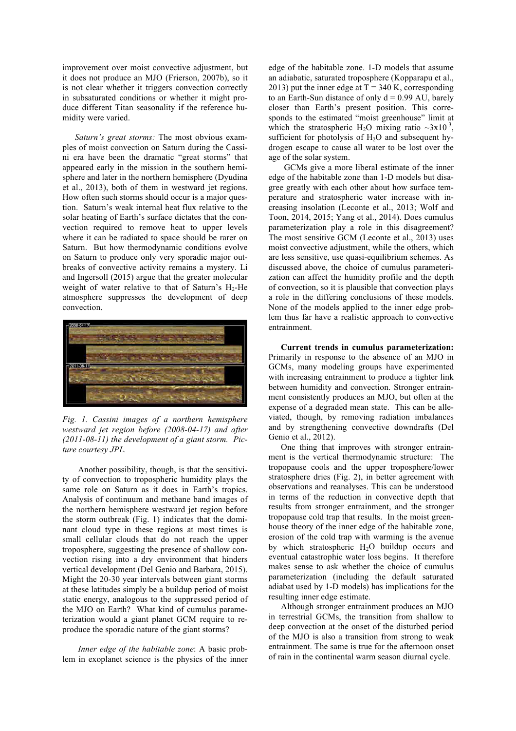improvement over moist convective adjustment, but it does not produce an MJO (Frierson, 2007b), so it is not clear whether it triggers convection correctly in subsaturated conditions or whether it might produce different Titan seasonality if the reference humidity were varied.

*Saturn's great storms:* The most obvious examples of moist convection on Saturn during the Cassini era have been the dramatic "great storms" that appeared early in the mission in the southern hemisphere and later in the northern hemisphere (Dyudina et al., 2013), both of them in westward jet regions. How often such storms should occur is a major question. Saturn's weak internal heat flux relative to the solar heating of Earth's surface dictates that the convection required to remove heat to upper levels where it can be radiated to space should be rarer on Saturn. But how thermodynamic conditions evolve on Saturn to produce only very sporadic major outbreaks of convective activity remains a mystery. Li and Ingersoll (2015) argue that the greater molecular weight of water relative to that of Saturn's $H_2$-He atmosphere suppresses the development of deep convection.

*Fig. 1. Cassini images of a northern hemisphere westward jet region before (2008-04-17) and after (2011-08-11) the development of a giant storm. Picture courtesy JPL.*

Another possibility, though, is that the sensitivity of convection to tropospheric humidity plays the same role on Saturn as it does in Earth's tropics. Analysis of continuum and methane band images of the northern hemisphere westward jet region before the storm outbreak (Fig. 1) indicates that the dominant cloud type in these regions at most times is small cellular clouds that do not reach the upper troposphere, suggesting the presence of shallow convection rising into a dry environment that hinders vertical development (Del Genio and Barbara, 2015). Might the 20-30 year intervals between giant storms at these latitudes simply be a buildup period of moist static energy, analogous to the suppressed period of the MJO on Earth? What kind of cumulus parameterization would a giant planet GCM require to reproduce the sporadic nature of the giant storms?

*Inner edge of the habitable zone*: A basic problem in exoplanet science is the physics of the inner edge of the habitable zone. 1-D models that assume an adiabatic, saturated troposphere (Kopparapu et al., 2013) put the inner edge at T = 340 K, corresponding to an Earth-Sun distance of only d = 0.99 AU, barely closer than Earth's present position. This corresponds to the estimated "moist greenhouse" limit at which the stratospheric $H_2O$ mixing ratio ~$3x10^{-3}$, sufficient for photolysis of $H_2O$ and subsequent hydrogen escape to cause all water to be lost over the age of the solar system.

GCMs give a more liberal estimate of the inner edge of the habitable zone than 1-D models but disagree greatly with each other about how surface temperature and stratospheric water increase with increasing insolation (Leconte et al., 2013; Wolf and Toon, 2014, 2015; Yang et al., 2014). Does cumulus parameterization play a role in this disagreement? The most sensitive GCM (Leconte et al., 2013) uses moist convective adjustment, while the others, which are less sensitive, use quasi-equilibrium schemes. As discussed above, the choice of cumulus parameterization can affect the humidity profile and the depth of convection, so it is plausible that convection plays a role in the differing conclusions of these models. None of the models applied to the inner edge problem thus far have a realistic approach to convective entrainment.

**Current trends in cumulus parameterization:** Primarily in response to the absence of an MJO in GCMs, many modeling groups have experimented with increasing entrainment to produce a tighter link between humidity and convection. Stronger entrainment consistently produces an MJO, but often at the expense of a degraded mean state. This can be alleviated, though, by removing radiation imbalances and by strengthening convective downdrafts (Del Genio et al., 2012).

One thing that improves with stronger entrainment is the vertical thermodynamic structure: The tropopause cools and the upper troposphere/lower stratosphere dries (Fig. 2), in better agreement with observations and reanalyses. This can be understood in terms of the reduction in convective depth that results from stronger entrainment, and the stronger tropopause cold trap that results. In the moist greenhouse theory of the inner edge of the habitable zone, erosion of the cold trap with warming is the avenue by which stratospheric $H_2O$ buildup occurs and eventual catastrophic water loss begins. It therefore makes sense to ask whether the choice of cumulus parameterization (including the default saturated adiabat used by 1-D models) has implications for the resulting inner edge estimate.

Although stronger entrainment produces an MJO in terrestrial GCMs, the transition from shallow to deep convection at the onset of the disturbed period of the MJO is also a transition from strong to weak entrainment. The same is true for the afternoon onset of rain in the continental warm season diurnal cycle.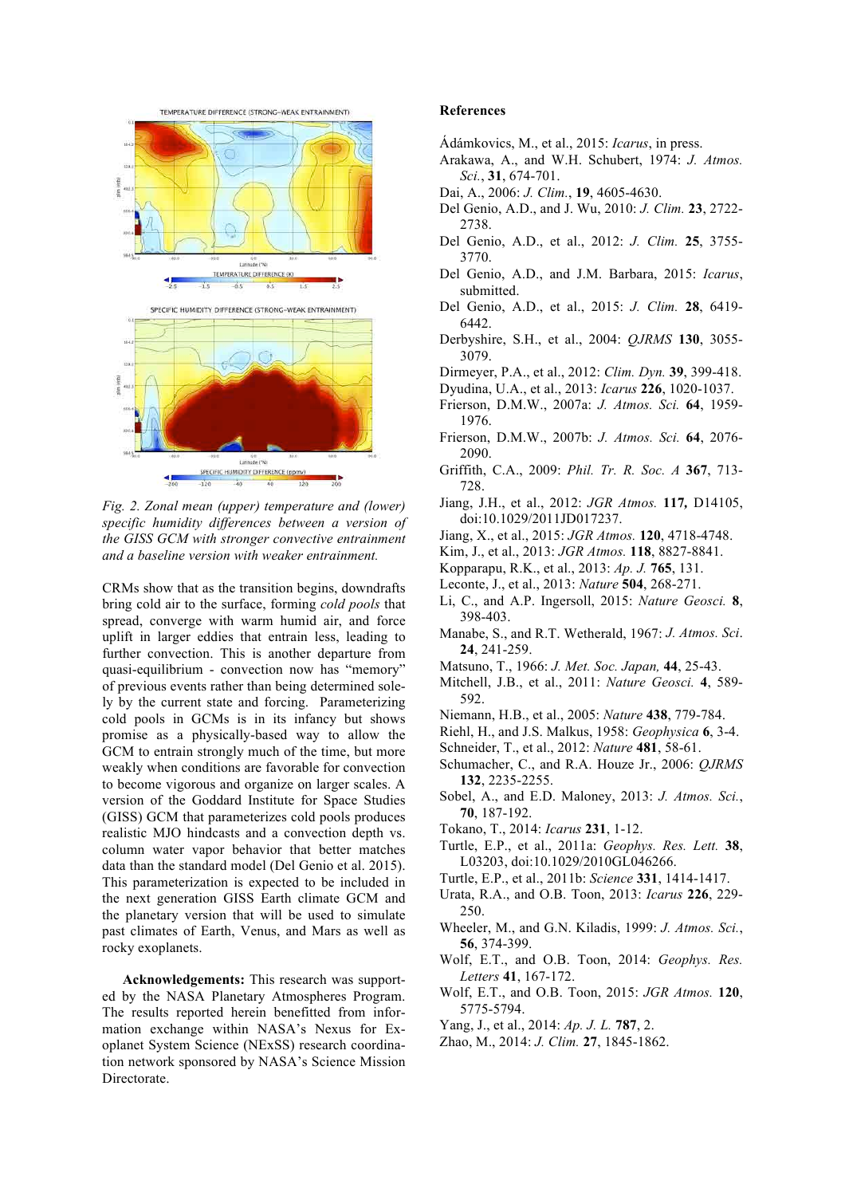TEMPERATURE DIFFERENCE (STRONG–WEAK ENTRAINMENT)

TEMPERATURE DIFFERENCE (K)

-2.5 -1.5 -0.5 0.5 1.5 2.5

SPECIFIC HUMIDITY DIFFERENCE (STRONG–WEAK ENTRAINMENT)

SPECIFIC HUMIDITY DIFFERENCE (ppmv)

-200 -120 -40 40 120 200

*Fig. 2. Zonal mean (upper) temperature and (lower) specific humidity differences between a version of the GISS GCM with stronger convective entrainment and a baseline version with weaker entrainment.*

CRMs show that as the transition begins, downdrafts bring cold air to the surface, forming *cold pools* that spread, converge with warm humid air, and force uplift in larger eddies that entrain less, leading to further convection. This is another departure from quasi-equilibrium - convection now has "memory" of previous events rather than being determined solely by the current state and forcing. Parameterizing cold pools in GCMs is in its infancy but shows promise as a physically-based way to allow the GCM to entrain strongly much of the time, but more weakly when conditions are favorable for convection to become vigorous and organize on larger scales. A version of the Goddard Institute for Space Studies (GISS) GCM that parameterizes cold pools produces realistic MJO hindcasts and a convection depth vs. column water vapor behavior that better matches data than the standard model (Del Genio et al. 2015). This parameterization is expected to be included in the next generation GISS Earth climate GCM and the planetary version that will be used to simulate past climates of Earth, Venus, and Mars as well as rocky exoplanets.

**Acknowledgements:** This research was supported by the NASA Planetary Atmospheres Program. The results reported herein benefitted from information exchange within NASA's Nexus for Exoplanet System Science (NExSS) research coordination network sponsored by NASA's Science Mission Directorate.

**References**

Ádámkovics, M., et al., 2015: *Icarus*, in press.
Arakawa, A., and W.H. Schubert, 1974: *J. Atmos. Sci.*, **31**, 674-701.
Dai, A., 2006: *J. Clim.*, **19**, 4605-4630.
Del Genio, A.D., and J. Wu, 2010: *J. Clim.* **23**, 2722-2738.
Del Genio, A.D., et al., 2012: *J. Clim.* **25**, 3755-3770.
Del Genio, A.D., and J.M. Barbara, 2015: *Icarus*, submitted.
Del Genio, A.D., et al., 2015: *J. Clim.* **28**, 6419-6442.
Derbyshire, S.H., et al., 2004: *QJRMS* **130**, 3055-3079.
Dirmeyer, P.A., et al., 2012: *Clim. Dyn.* **39**, 399-418.
Dyudina, U.A., et al., 2013: *Icarus* **226**, 1020-1037.
Frierson, D.M.W., 2007a: *J. Atmos. Sci.* **64**, 1959-1976.
Frierson, D.M.W., 2007b: *J. Atmos. Sci.* **64**, 2076-2090.
Griffith, C.A., 2009: *Phil. Tr. R. Soc. A* **367**, 713-728.
Jiang, J.H., et al., 2012: *JGR Atmos.* **117,** D14105, doi:10.1029/2011JD017237.
Jiang, X., et al., 2015: *JGR Atmos.* **120**, 4718-4748.
Kim, J., et al., 2013: *JGR Atmos.* **118**, 8827-8841.
Kopparapu, R.K., et al., 2013: *Ap. J.* **765**, 131.
Leconte, J., et al., 2013: *Nature* **504**, 268-271.
Li, C., and A.P. Ingersoll, 2015: *Nature Geosci.* **8**, 398-403.
Manabe, S., and R.T. Wetherald, 1967: *J. Atmos. Sci*. **24**, 241-259.
Matsuno, T., 1966: *J. Met. Soc. Japan,* **44**, 25-43.
Mitchell, J.B., et al., 2011: *Nature Geosci.* **4**, 589-592.
Niemann, H.B., et al., 2005: *Nature* **438**, 779-784.
Riehl, H., and J.S. Malkus, 1958: *Geophysica* **6**, 3-4.
Schneider, T., et al., 2012: *Nature* **481**, 58-61.
Schumacher, C., and R.A. Houze Jr., 2006: *QJRMS* **132**, 2235-2255.
Sobel, A., and E.D. Maloney, 2013: *J. Atmos. Sci.*, **70**, 187-192.
Tokano, T., 2014: *Icarus* **231**, 1-12.
Turtle, E.P., et al., 2011a: *Geophys. Res. Lett.* **38**, L03203, doi:10.1029/2010GL046266.
Turtle, E.P., et al., 2011b: *Science* **331**, 1414-1417.
Urata, R.A., and O.B. Toon, 2013: *Icarus* **226**, 229-250.
Wheeler, M., and G.N. Kiladis, 1999: *J. Atmos. Sci.*, **56**, 374-399.
Wolf, E.T., and O.B. Toon, 2014: *Geophys. Res. Letters* **41**, 167-172.
Wolf, E.T., and O.B. Toon, 2015: *JGR Atmos.* **120**, 5775-5794.
Yang, J., et al., 2014: *Ap. J. L.* **787**, 2.
Zhao, M., 2014: *J. Clim.* **27**, 1845-1862.